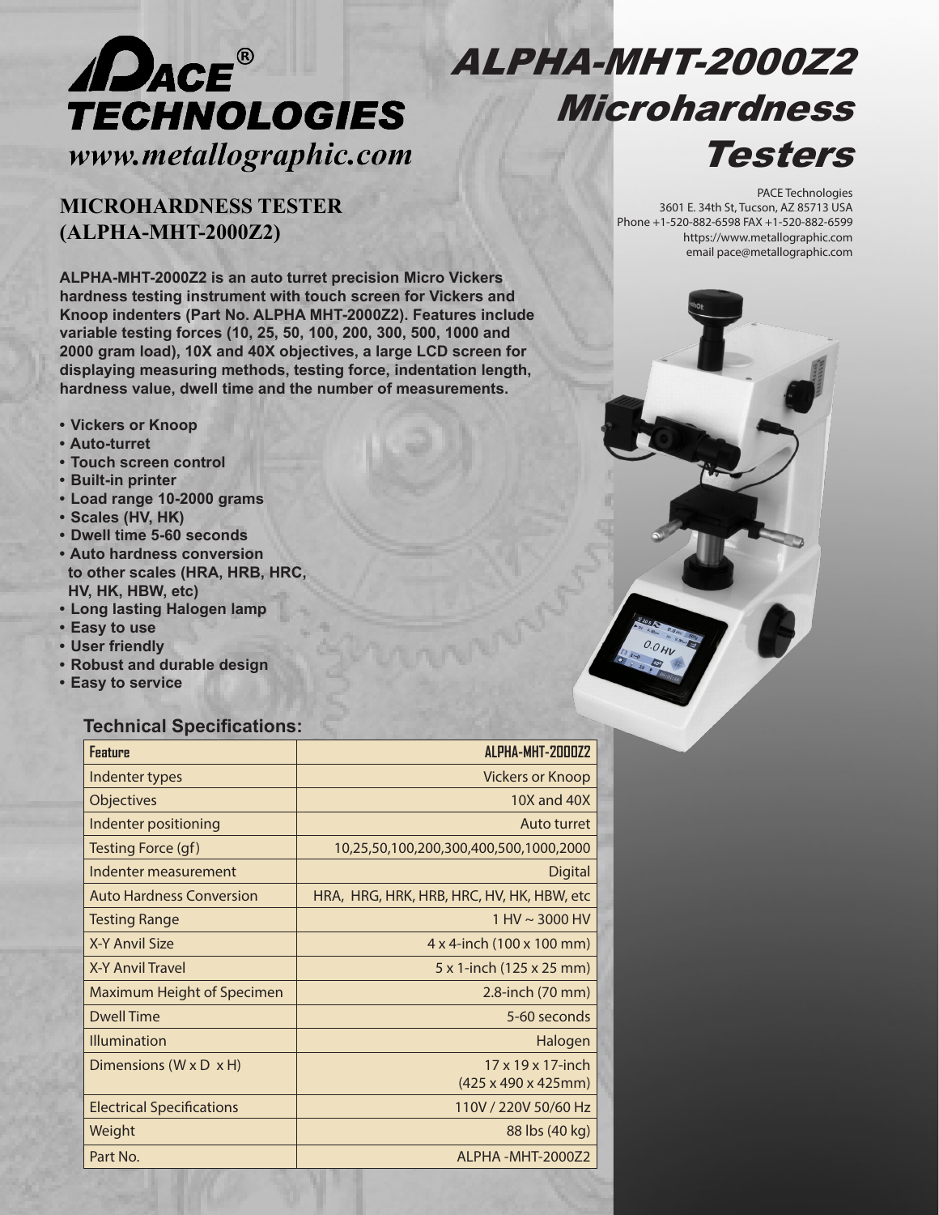# PACE® TECHNOLOGIES

*www.metallographic.com*

# ALPHA-MHT-2000Z2 Microhardness Testers

PACE Technologies
3601 E. 34th St, Tucson, AZ 85713 USA
Phone +1-520-882-6598 FAX +1-520-882-6599
https://www.metallographic.com
email pace@metallographic.com

## MICROHARDNESS TESTER (ALPHA-MHT-2000Z2)

**ALPHA-MHT-2000Z2 is an auto turret precision Micro Vickers hardness testing instrument with touch screen for Vickers and Knoop indenters (Part No. ALPHA MHT-2000Z2). Features include variable testing forces (10, 25, 50, 100, 200, 300, 500, 1000 and 2000 gram load), 10X and 40X objectives, a large LCD screen for displaying measuring methods, testing force, indentation length, hardness value, dwell time and the number of measurements.**

- **Vickers or Knoop**
- **Auto-turret**
- **Touch screen control**
- **Built-in printer**
- **Load range 10-2000 grams**
- **Scales (HV, HK)**
- **Dwell time 5-60 seconds**
- **Auto hardness conversion to other scales (HRA, HRB, HRC, HV, HK, HBW, etc)**
- **Long lasting Halogen lamp**
- **Easy to use**
- **User friendly**
- **Robust and durable design**
- **Easy to service**

### Technical Specifications:

| Feature | ALPHA-MHT-2000Z2 |
|---|---|
| Indenter types | Vickers or Knoop |
| Objectives | 10X and 40X |
| Indenter positioning | Auto turret |
| Testing Force (gf) | 10,25,50,100,200,300,400,500,1000,2000 |
| Indenter measurement | Digital |
| Auto Hardness Conversion | HRA, HRG, HRK, HRB, HRC, HV, HK, HBW, etc |
| Testing Range | 1 HV ~ 3000 HV |
| X-Y Anvil Size | 4 x 4-inch (100 x 100 mm) |
| X-Y Anvil Travel | 5 x 1-inch (125 x 25 mm) |
| Maximum Height of Specimen | 2.8-inch (70 mm) |
| Dwell Time | 5-60 seconds |
| Illumination | Halogen |
| Dimensions (W x D x H) | 17 x 19 x 17-inch (425 x 490 x 425mm) |
| Electrical Specifications | 110V / 220V 50/60 Hz |
| Weight | 88 lbs (40 kg) |
| Part No. | ALPHA -MHT-2000Z2 |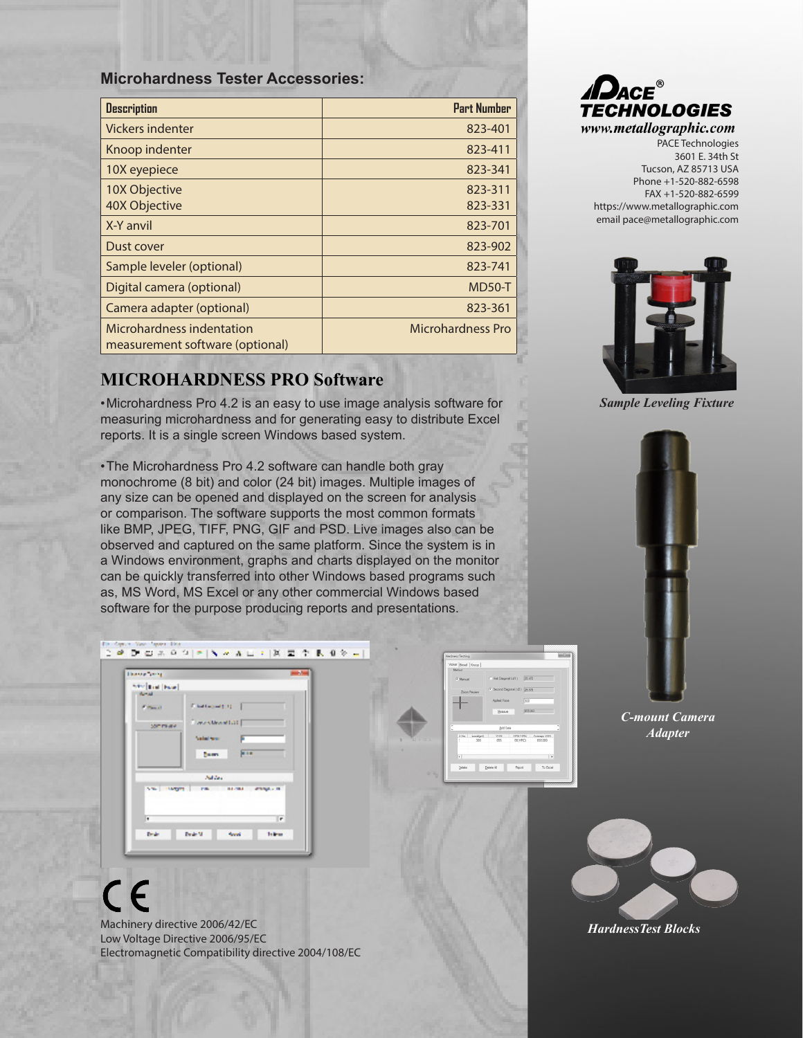## Microhardness Tester Accessories:

| Description | Part Number |
|---|---|
| Vickers indenter | 823-401 |
| Knoop indenter | 823-411 |
| 10X eyepiece | 823-341 |
| 10X Objective<br>40X Objective | 823-311<br>823-331 |
| X-Y anvil | 823-701 |
| Dust cover | 823-902 |
| Sample leveler (optional) | 823-741 |
| Digital camera (optional) | MD50-T |
| Camera adapter (optional) | 823-361 |
| Microhardness indentation measurement software (optional) | Microhardness Pro |

## MICROHARDNESS PRO Software

•Microhardness Pro 4.2 is an easy to use image analysis software for measuring microhardness and for generating easy to distribute Excel reports. It is a single screen Windows based system.

•The Microhardness Pro 4.2 software can handle both gray monochrome (8 bit) and color (24 bit) images. Multiple images of any size can be opened and displayed on the screen for analysis or comparison. The software supports the most common formats like BMP, JPEG, TIFF, PNG, GIF and PSD. Live images also can be observed and captured on the same platform. Since the system is in a Windows environment, graphs and charts displayed on the monitor can be quickly transferred into other Windows based programs such as, MS Word, MS Excel or any other commercial Windows based software for the purpose producing reports and presentations.

CE

Machinery directive 2006/42/EC
Low Voltage Directive 2006/95/EC
Electromagnetic Compatibility directive 2004/108/EC

**PACE® TECHNOLOGIES**
*www.metallographic.com*

PACE Technologies
3601 E. 34th St
Tucson, AZ 85713 USA
Phone +1-520-882-6598
FAX +1-520-882-6599
https://www.metallographic.com
email pace@metallographic.com

*Sample Leveling Fixture*

*C-mount Camera Adapter*

*HardnessTest Blocks*